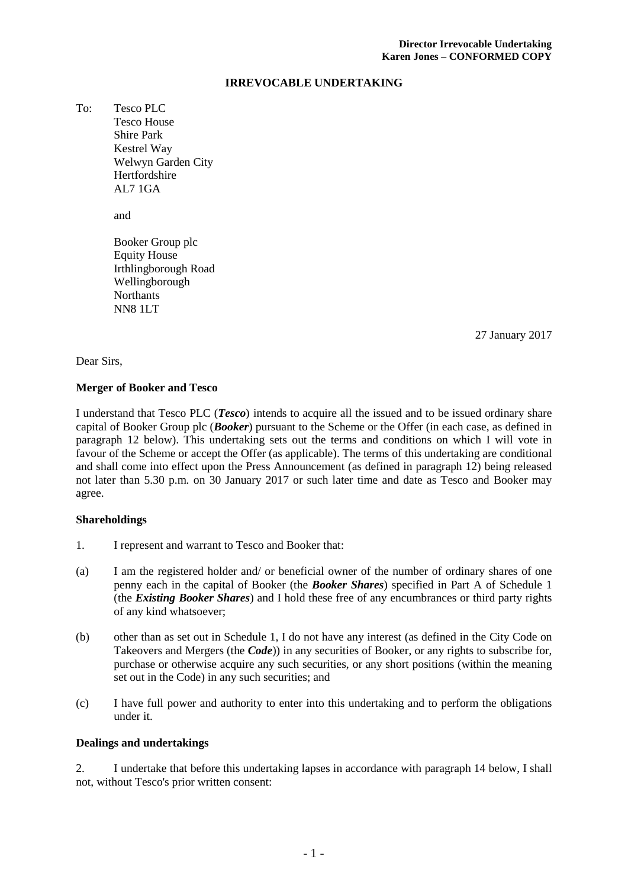**Director Irrevocable Undertaking**
**Karen Jones – CONFORMED COPY**

# IRREVOCABLE UNDERTAKING

To: Tesco PLC
Tesco House
Shire Park
Kestrel Way
Welwyn Garden City
Hertfordshire
AL7 1GA

and

Booker Group plc
Equity House
Irthlingborough Road
Wellingborough
Northants
NN8 1LT

27 January 2017

Dear Sirs,

**Merger of Booker and Tesco**

I understand that Tesco PLC (***Tesco***) intends to acquire all the issued and to be issued ordinary share capital of Booker Group plc (***Booker***) pursuant to the Scheme or the Offer (in each case, as defined in paragraph 12 below). This undertaking sets out the terms and conditions on which I will vote in favour of the Scheme or accept the Offer (as applicable). The terms of this undertaking are conditional and shall come into effect upon the Press Announcement (as defined in paragraph 12) being released not later than 5.30 p.m. on 30 January 2017 or such later time and date as Tesco and Booker may agree.

**Shareholdings**

1. I represent and warrant to Tesco and Booker that:

(a) I am the registered holder and/ or beneficial owner of the number of ordinary shares of one penny each in the capital of Booker (the ***Booker Shares***) specified in Part A of Schedule 1 (the ***Existing Booker Shares***) and I hold these free of any encumbrances or third party rights of any kind whatsoever;

(b) other than as set out in Schedule 1, I do not have any interest (as defined in the City Code on Takeovers and Mergers (the ***Code***)) in any securities of Booker, or any rights to subscribe for, purchase or otherwise acquire any such securities, or any short positions (within the meaning set out in the Code) in any such securities; and

(c) I have full power and authority to enter into this undertaking and to perform the obligations under it.

**Dealings and undertakings**

2. I undertake that before this undertaking lapses in accordance with paragraph 14 below, I shall not, without Tesco's prior written consent: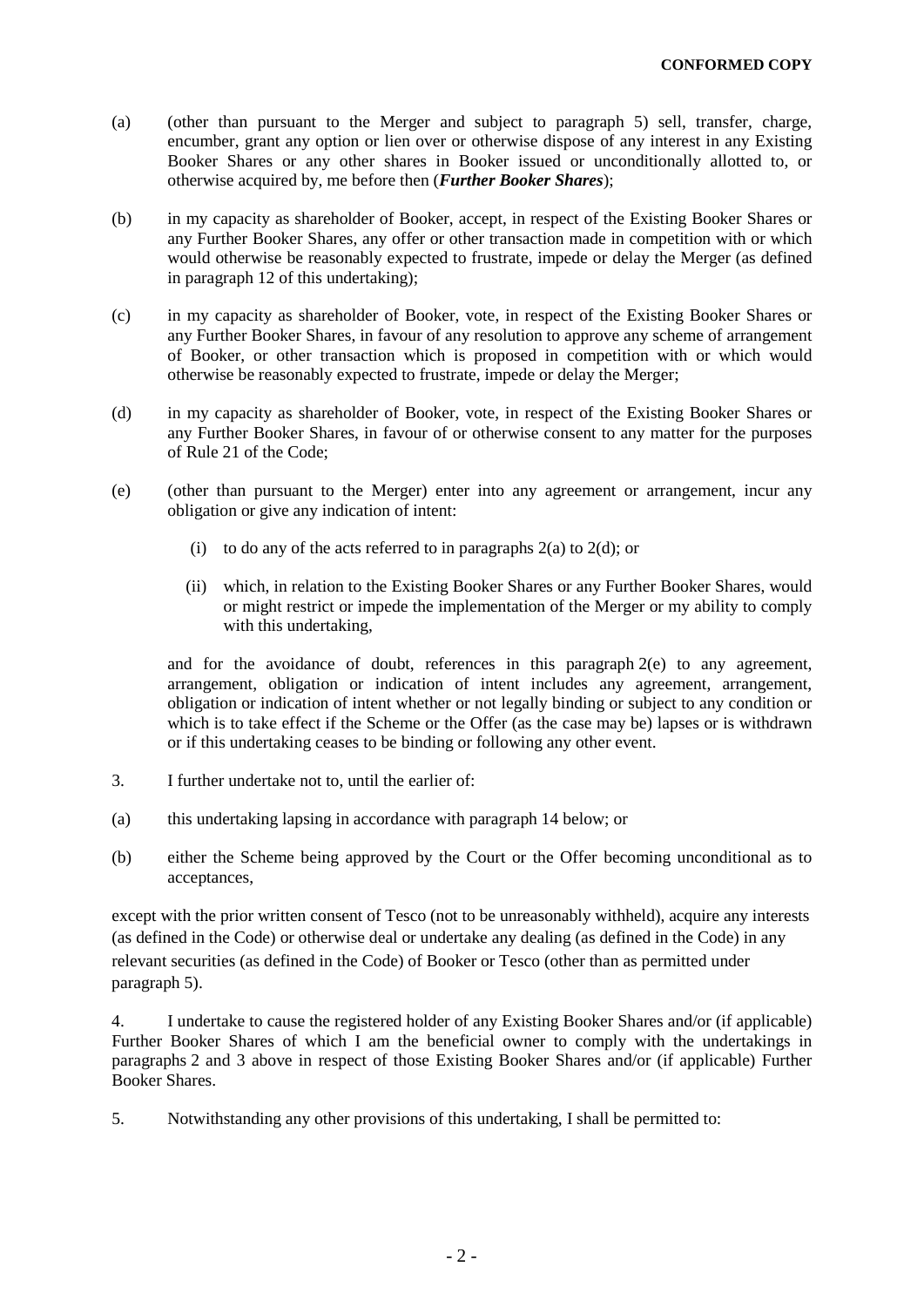(a) (other than pursuant to the Merger and subject to paragraph 5) sell, transfer, charge, encumber, grant any option or lien over or otherwise dispose of any interest in any Existing Booker Shares or any other shares in Booker issued or unconditionally allotted to, or otherwise acquired by, me before then (***Further Booker Shares***);

(b) in my capacity as shareholder of Booker, accept, in respect of the Existing Booker Shares or any Further Booker Shares, any offer or other transaction made in competition with or which would otherwise be reasonably expected to frustrate, impede or delay the Merger (as defined in paragraph 12 of this undertaking);

(c) in my capacity as shareholder of Booker, vote, in respect of the Existing Booker Shares or any Further Booker Shares, in favour of any resolution to approve any scheme of arrangement of Booker, or other transaction which is proposed in competition with or which would otherwise be reasonably expected to frustrate, impede or delay the Merger;

(d) in my capacity as shareholder of Booker, vote, in respect of the Existing Booker Shares or any Further Booker Shares, in favour of or otherwise consent to any matter for the purposes of Rule 21 of the Code;

(e) (other than pursuant to the Merger) enter into any agreement or arrangement, incur any obligation or give any indication of intent:

   (i) to do any of the acts referred to in paragraphs 2(a) to 2(d); or

   (ii) which, in relation to the Existing Booker Shares or any Further Booker Shares, would or might restrict or impede the implementation of the Merger or my ability to comply with this undertaking,

and for the avoidance of doubt, references in this paragraph 2(e) to any agreement, arrangement, obligation or indication of intent includes any agreement, arrangement, obligation or indication of intent whether or not legally binding or subject to any condition or which is to take effect if the Scheme or the Offer (as the case may be) lapses or is withdrawn or if this undertaking ceases to be binding or following any other event.

3. I further undertake not to, until the earlier of:

(a) this undertaking lapsing in accordance with paragraph 14 below; or

(b) either the Scheme being approved by the Court or the Offer becoming unconditional as to acceptances,

except with the prior written consent of Tesco (not to be unreasonably withheld), acquire any interests (as defined in the Code) or otherwise deal or undertake any dealing (as defined in the Code) in any relevant securities (as defined in the Code) of Booker or Tesco (other than as permitted under paragraph 5).

4. I undertake to cause the registered holder of any Existing Booker Shares and/or (if applicable) Further Booker Shares of which I am the beneficial owner to comply with the undertakings in paragraphs 2 and 3 above in respect of those Existing Booker Shares and/or (if applicable) Further Booker Shares.

5. Notwithstanding any other provisions of this undertaking, I shall be permitted to: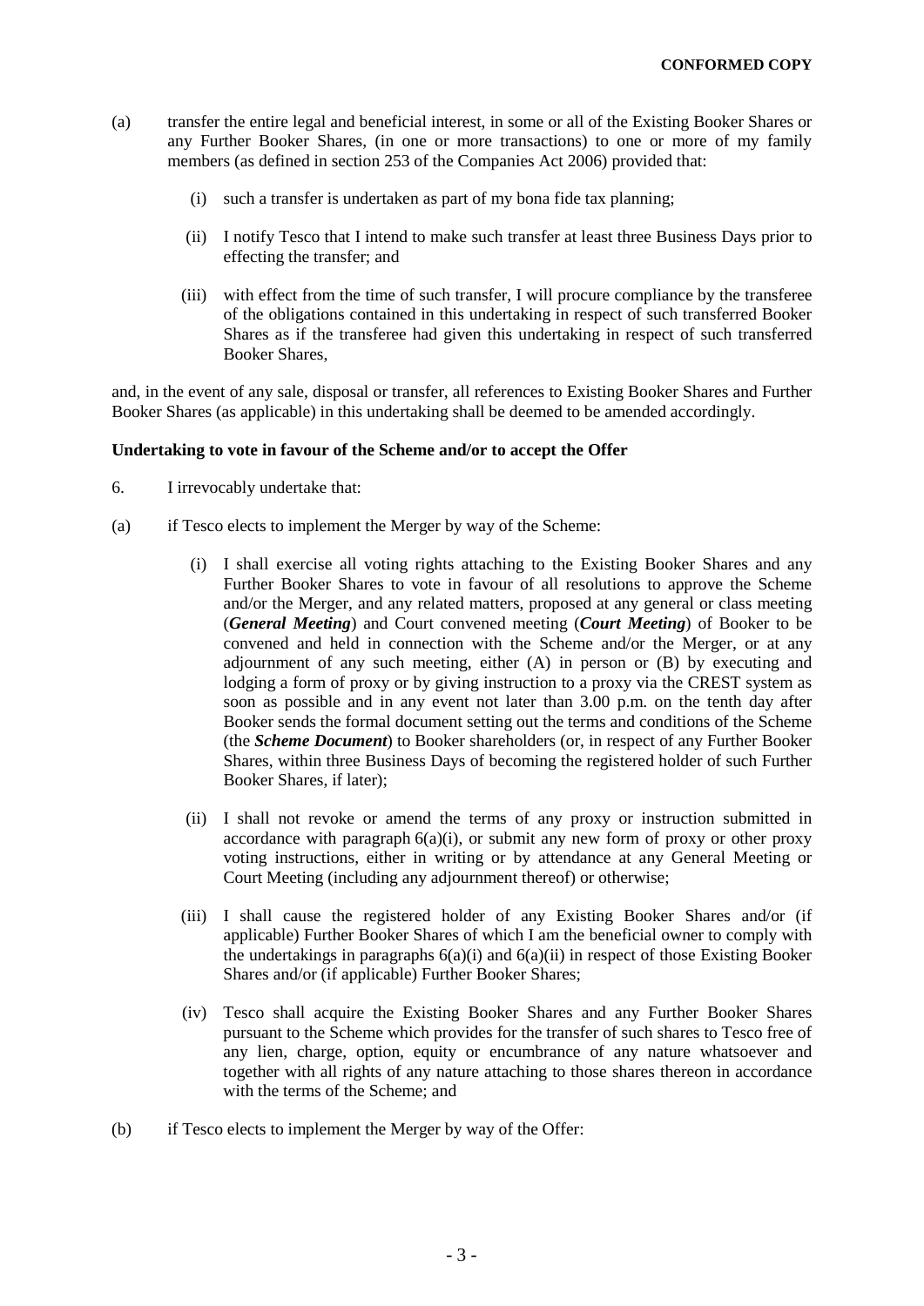(a) transfer the entire legal and beneficial interest, in some or all of the Existing Booker Shares or any Further Booker Shares, (in one or more transactions) to one or more of my family members (as defined in section 253 of the Companies Act 2006) provided that:

(i) such a transfer is undertaken as part of my bona fide tax planning;

(ii) I notify Tesco that I intend to make such transfer at least three Business Days prior to effecting the transfer; and

(iii) with effect from the time of such transfer, I will procure compliance by the transferee of the obligations contained in this undertaking in respect of such transferred Booker Shares as if the transferee had given this undertaking in respect of such transferred Booker Shares,

and, in the event of any sale, disposal or transfer, all references to Existing Booker Shares and Further Booker Shares (as applicable) in this undertaking shall be deemed to be amended accordingly.

**Undertaking to vote in favour of the Scheme and/or to accept the Offer**

6. I irrevocably undertake that:

(a) if Tesco elects to implement the Merger by way of the Scheme:

(i) I shall exercise all voting rights attaching to the Existing Booker Shares and any Further Booker Shares to vote in favour of all resolutions to approve the Scheme and/or the Merger, and any related matters, proposed at any general or class meeting (***General Meeting***) and Court convened meeting (***Court Meeting***) of Booker to be convened and held in connection with the Scheme and/or the Merger, or at any adjournment of any such meeting, either (A) in person or (B) by executing and lodging a form of proxy or by giving instruction to a proxy via the CREST system as soon as possible and in any event not later than 3.00 p.m. on the tenth day after Booker sends the formal document setting out the terms and conditions of the Scheme (the ***Scheme Document***) to Booker shareholders (or, in respect of any Further Booker Shares, within three Business Days of becoming the registered holder of such Further Booker Shares, if later);

(ii) I shall not revoke or amend the terms of any proxy or instruction submitted in accordance with paragraph 6(a)(i), or submit any new form of proxy or other proxy voting instructions, either in writing or by attendance at any General Meeting or Court Meeting (including any adjournment thereof) or otherwise;

(iii) I shall cause the registered holder of any Existing Booker Shares and/or (if applicable) Further Booker Shares of which I am the beneficial owner to comply with the undertakings in paragraphs 6(a)(i) and 6(a)(ii) in respect of those Existing Booker Shares and/or (if applicable) Further Booker Shares;

(iv) Tesco shall acquire the Existing Booker Shares and any Further Booker Shares pursuant to the Scheme which provides for the transfer of such shares to Tesco free of any lien, charge, option, equity or encumbrance of any nature whatsoever and together with all rights of any nature attaching to those shares thereon in accordance with the terms of the Scheme; and

(b) if Tesco elects to implement the Merger by way of the Offer: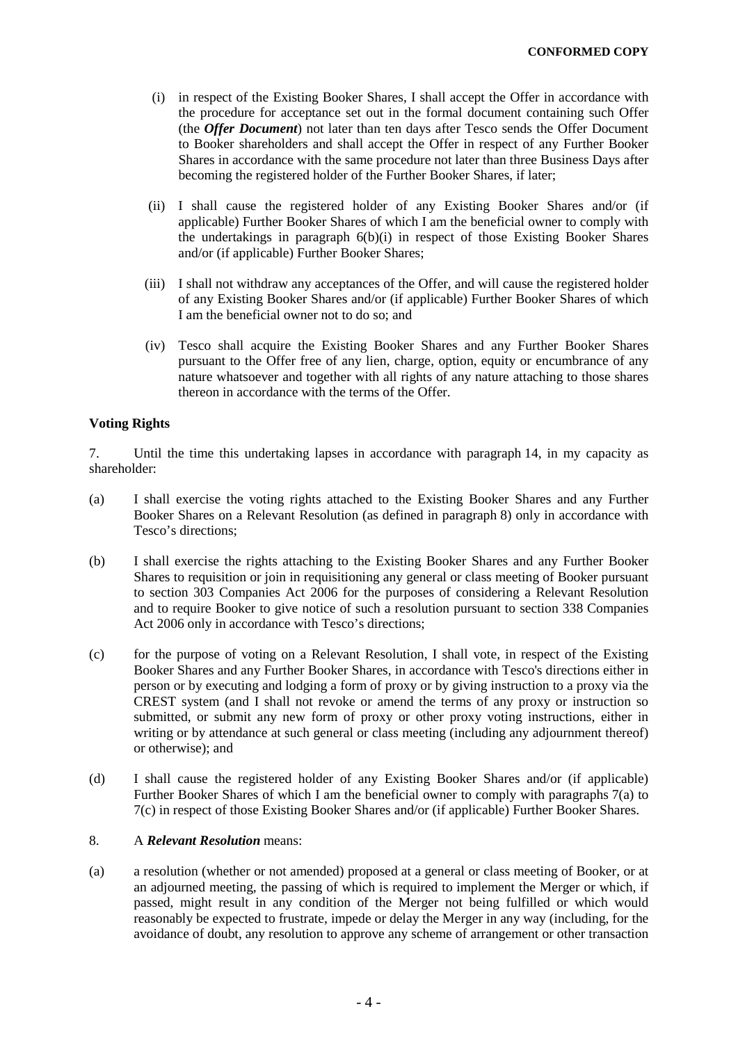**CONFORMED COPY**

(i) in respect of the Existing Booker Shares, I shall accept the Offer in accordance with the procedure for acceptance set out in the formal document containing such Offer (the ***Offer Document***) not later than ten days after Tesco sends the Offer Document to Booker shareholders and shall accept the Offer in respect of any Further Booker Shares in accordance with the same procedure not later than three Business Days after becoming the registered holder of the Further Booker Shares, if later;

(ii) I shall cause the registered holder of any Existing Booker Shares and/or (if applicable) Further Booker Shares of which I am the beneficial owner to comply with the undertakings in paragraph 6(b)(i) in respect of those Existing Booker Shares and/or (if applicable) Further Booker Shares;

(iii) I shall not withdraw any acceptances of the Offer, and will cause the registered holder of any Existing Booker Shares and/or (if applicable) Further Booker Shares of which I am the beneficial owner not to do so; and

(iv) Tesco shall acquire the Existing Booker Shares and any Further Booker Shares pursuant to the Offer free of any lien, charge, option, equity or encumbrance of any nature whatsoever and together with all rights of any nature attaching to those shares thereon in accordance with the terms of the Offer.

**Voting Rights**

7. Until the time this undertaking lapses in accordance with paragraph 14, in my capacity as shareholder:

(a) I shall exercise the voting rights attached to the Existing Booker Shares and any Further Booker Shares on a Relevant Resolution (as defined in paragraph 8) only in accordance with Tesco's directions;

(b) I shall exercise the rights attaching to the Existing Booker Shares and any Further Booker Shares to requisition or join in requisitioning any general or class meeting of Booker pursuant to section 303 Companies Act 2006 for the purposes of considering a Relevant Resolution and to require Booker to give notice of such a resolution pursuant to section 338 Companies Act 2006 only in accordance with Tesco's directions;

(c) for the purpose of voting on a Relevant Resolution, I shall vote, in respect of the Existing Booker Shares and any Further Booker Shares, in accordance with Tesco's directions either in person or by executing and lodging a form of proxy or by giving instruction to a proxy via the CREST system (and I shall not revoke or amend the terms of any proxy or instruction so submitted, or submit any new form of proxy or other proxy voting instructions, either in writing or by attendance at such general or class meeting (including any adjournment thereof) or otherwise); and

(d) I shall cause the registered holder of any Existing Booker Shares and/or (if applicable) Further Booker Shares of which I am the beneficial owner to comply with paragraphs 7(a) to 7(c) in respect of those Existing Booker Shares and/or (if applicable) Further Booker Shares.

8. A ***Relevant Resolution*** means:

(a) a resolution (whether or not amended) proposed at a general or class meeting of Booker, or at an adjourned meeting, the passing of which is required to implement the Merger or which, if passed, might result in any condition of the Merger not being fulfilled or which would reasonably be expected to frustrate, impede or delay the Merger in any way (including, for the avoidance of doubt, any resolution to approve any scheme of arrangement or other transaction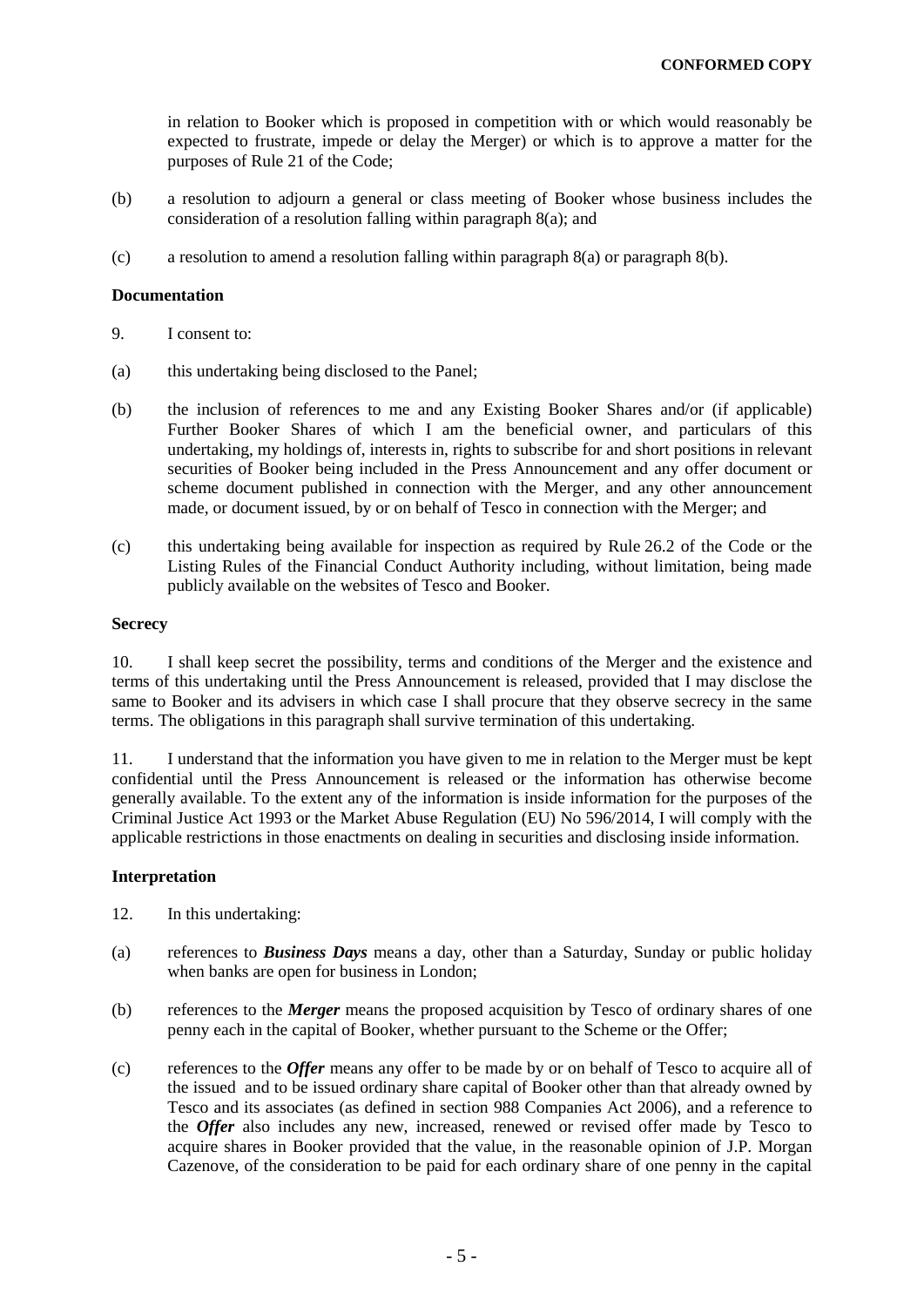in relation to Booker which is proposed in competition with or which would reasonably be expected to frustrate, impede or delay the Merger) or which is to approve a matter for the purposes of Rule 21 of the Code;

(b) a resolution to adjourn a general or class meeting of Booker whose business includes the consideration of a resolution falling within paragraph 8(a); and

(c) a resolution to amend a resolution falling within paragraph 8(a) or paragraph 8(b).

**Documentation**

9. I consent to:

(a) this undertaking being disclosed to the Panel;

(b) the inclusion of references to me and any Existing Booker Shares and/or (if applicable) Further Booker Shares of which I am the beneficial owner, and particulars of this undertaking, my holdings of, interests in, rights to subscribe for and short positions in relevant securities of Booker being included in the Press Announcement and any offer document or scheme document published in connection with the Merger, and any other announcement made, or document issued, by or on behalf of Tesco in connection with the Merger; and

(c) this undertaking being available for inspection as required by Rule 26.2 of the Code or the Listing Rules of the Financial Conduct Authority including, without limitation, being made publicly available on the websites of Tesco and Booker.

**Secrecy**

10. I shall keep secret the possibility, terms and conditions of the Merger and the existence and terms of this undertaking until the Press Announcement is released, provided that I may disclose the same to Booker and its advisers in which case I shall procure that they observe secrecy in the same terms. The obligations in this paragraph shall survive termination of this undertaking.

11. I understand that the information you have given to me in relation to the Merger must be kept confidential until the Press Announcement is released or the information has otherwise become generally available. To the extent any of the information is inside information for the purposes of the Criminal Justice Act 1993 or the Market Abuse Regulation (EU) No 596/2014, I will comply with the applicable restrictions in those enactments on dealing in securities and disclosing inside information.

**Interpretation**

12. In this undertaking:

(a) references to ***Business Days*** means a day, other than a Saturday, Sunday or public holiday when banks are open for business in London;

(b) references to the ***Merger*** means the proposed acquisition by Tesco of ordinary shares of one penny each in the capital of Booker, whether pursuant to the Scheme or the Offer;

(c) references to the ***Offer*** means any offer to be made by or on behalf of Tesco to acquire all of the issued and to be issued ordinary share capital of Booker other than that already owned by Tesco and its associates (as defined in section 988 Companies Act 2006), and a reference to the ***Offer*** also includes any new, increased, renewed or revised offer made by Tesco to acquire shares in Booker provided that the value, in the reasonable opinion of J.P. Morgan Cazenove, of the consideration to be paid for each ordinary share of one penny in the capital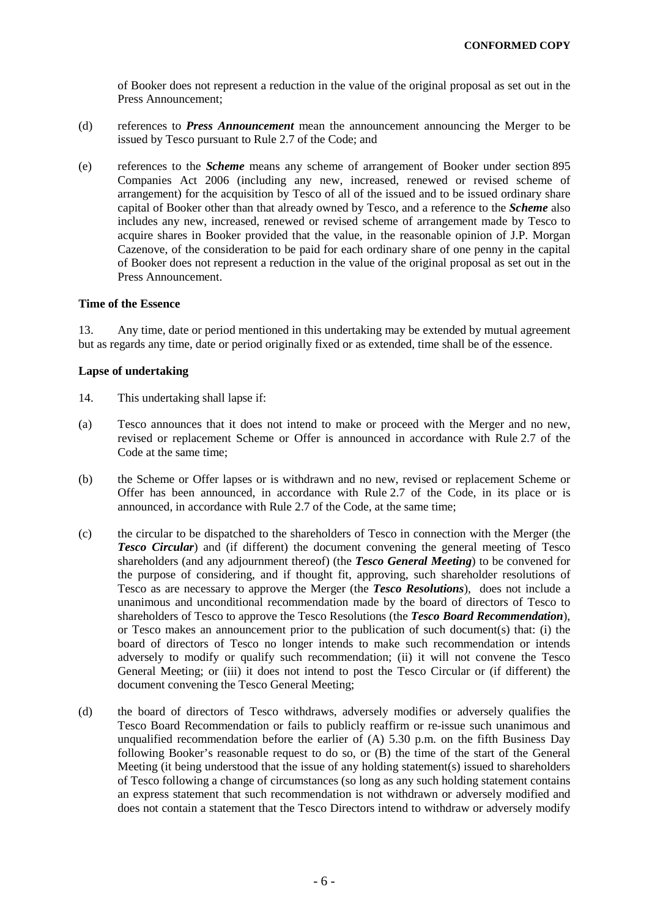of Booker does not represent a reduction in the value of the original proposal as set out in the Press Announcement;

(d) references to ***Press Announcement*** mean the announcement announcing the Merger to be issued by Tesco pursuant to Rule 2.7 of the Code; and

(e) references to the ***Scheme*** means any scheme of arrangement of Booker under section 895 Companies Act 2006 (including any new, increased, renewed or revised scheme of arrangement) for the acquisition by Tesco of all of the issued and to be issued ordinary share capital of Booker other than that already owned by Tesco, and a reference to the ***Scheme*** also includes any new, increased, renewed or revised scheme of arrangement made by Tesco to acquire shares in Booker provided that the value, in the reasonable opinion of J.P. Morgan Cazenove, of the consideration to be paid for each ordinary share of one penny in the capital of Booker does not represent a reduction in the value of the original proposal as set out in the Press Announcement.

**Time of the Essence**

13. Any time, date or period mentioned in this undertaking may be extended by mutual agreement but as regards any time, date or period originally fixed or as extended, time shall be of the essence.

**Lapse of undertaking**

14. This undertaking shall lapse if:

(a) Tesco announces that it does not intend to make or proceed with the Merger and no new, revised or replacement Scheme or Offer is announced in accordance with Rule 2.7 of the Code at the same time;

(b) the Scheme or Offer lapses or is withdrawn and no new, revised or replacement Scheme or Offer has been announced, in accordance with Rule 2.7 of the Code, in its place or is announced, in accordance with Rule 2.7 of the Code, at the same time;

(c) the circular to be dispatched to the shareholders of Tesco in connection with the Merger (the ***Tesco Circular***) and (if different) the document convening the general meeting of Tesco shareholders (and any adjournment thereof) (the ***Tesco General Meeting***) to be convened for the purpose of considering, and if thought fit, approving, such shareholder resolutions of Tesco as are necessary to approve the Merger (the ***Tesco Resolutions***), does not include a unanimous and unconditional recommendation made by the board of directors of Tesco to shareholders of Tesco to approve the Tesco Resolutions (the ***Tesco Board Recommendation***), or Tesco makes an announcement prior to the publication of such document(s) that: (i) the board of directors of Tesco no longer intends to make such recommendation or intends adversely to modify or qualify such recommendation; (ii) it will not convene the Tesco General Meeting; or (iii) it does not intend to post the Tesco Circular or (if different) the document convening the Tesco General Meeting;

(d) the board of directors of Tesco withdraws, adversely modifies or adversely qualifies the Tesco Board Recommendation or fails to publicly reaffirm or re-issue such unanimous and unqualified recommendation before the earlier of (A) 5.30 p.m. on the fifth Business Day following Booker's reasonable request to do so, or (B) the time of the start of the General Meeting (it being understood that the issue of any holding statement(s) issued to shareholders of Tesco following a change of circumstances (so long as any such holding statement contains an express statement that such recommendation is not withdrawn or adversely modified and does not contain a statement that the Tesco Directors intend to withdraw or adversely modify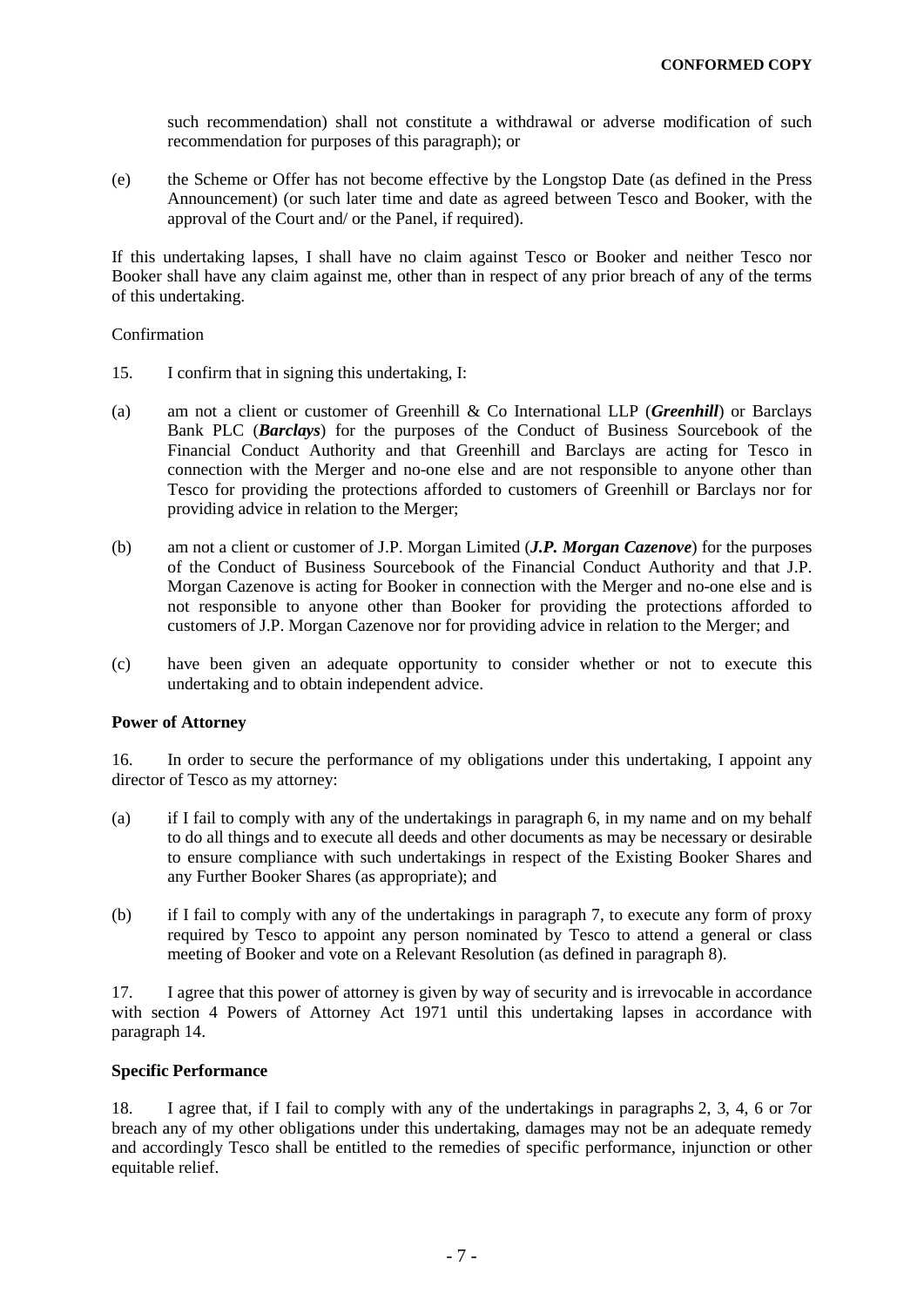such recommendation) shall not constitute a withdrawal or adverse modification of such recommendation for purposes of this paragraph); or

(e) the Scheme or Offer has not become effective by the Longstop Date (as defined in the Press Announcement) (or such later time and date as agreed between Tesco and Booker, with the approval of the Court and/ or the Panel, if required).

If this undertaking lapses, I shall have no claim against Tesco or Booker and neither Tesco nor Booker shall have any claim against me, other than in respect of any prior breach of any of the terms of this undertaking.

Confirmation

15. I confirm that in signing this undertaking, I:

(a) am not a client or customer of Greenhill & Co International LLP (***Greenhill***) or Barclays Bank PLC (***Barclays***) for the purposes of the Conduct of Business Sourcebook of the Financial Conduct Authority and that Greenhill and Barclays are acting for Tesco in connection with the Merger and no-one else and are not responsible to anyone other than Tesco for providing the protections afforded to customers of Greenhill or Barclays nor for providing advice in relation to the Merger;

(b) am not a client or customer of J.P. Morgan Limited (***J.P. Morgan Cazenove***) for the purposes of the Conduct of Business Sourcebook of the Financial Conduct Authority and that J.P. Morgan Cazenove is acting for Booker in connection with the Merger and no-one else and is not responsible to anyone other than Booker for providing the protections afforded to customers of J.P. Morgan Cazenove nor for providing advice in relation to the Merger; and

(c) have been given an adequate opportunity to consider whether or not to execute this undertaking and to obtain independent advice.

**Power of Attorney**

16. In order to secure the performance of my obligations under this undertaking, I appoint any director of Tesco as my attorney:

(a) if I fail to comply with any of the undertakings in paragraph 6, in my name and on my behalf to do all things and to execute all deeds and other documents as may be necessary or desirable to ensure compliance with such undertakings in respect of the Existing Booker Shares and any Further Booker Shares (as appropriate); and

(b) if I fail to comply with any of the undertakings in paragraph 7, to execute any form of proxy required by Tesco to appoint any person nominated by Tesco to attend a general or class meeting of Booker and vote on a Relevant Resolution (as defined in paragraph 8).

17. I agree that this power of attorney is given by way of security and is irrevocable in accordance with section 4 Powers of Attorney Act 1971 until this undertaking lapses in accordance with paragraph 14.

**Specific Performance**

18. I agree that, if I fail to comply with any of the undertakings in paragraphs 2, 3, 4, 6 or 7or breach any of my other obligations under this undertaking, damages may not be an adequate remedy and accordingly Tesco shall be entitled to the remedies of specific performance, injunction or other equitable relief.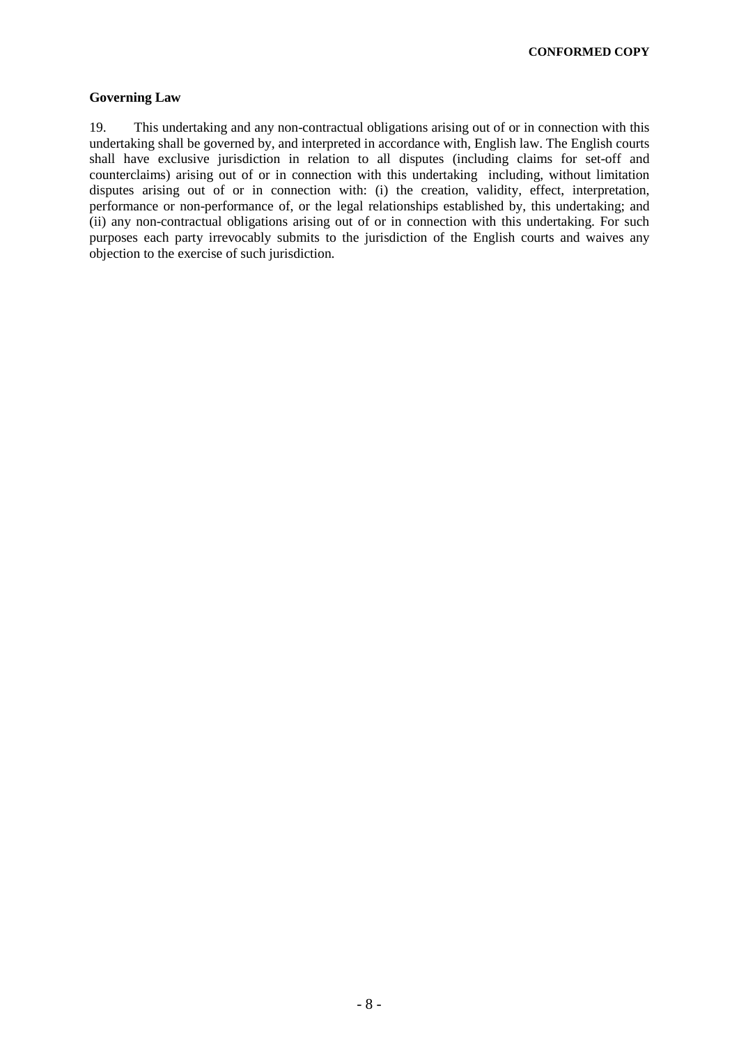**CONFORMED COPY**

**Governing Law**

19. This undertaking and any non-contractual obligations arising out of or in connection with this undertaking shall be governed by, and interpreted in accordance with, English law. The English courts shall have exclusive jurisdiction in relation to all disputes (including claims for set-off and counterclaims) arising out of or in connection with this undertaking including, without limitation disputes arising out of or in connection with: (i) the creation, validity, effect, interpretation, performance or non-performance of, or the legal relationships established by, this undertaking; and (ii) any non-contractual obligations arising out of or in connection with this undertaking. For such purposes each party irrevocably submits to the jurisdiction of the English courts and waives any objection to the exercise of such jurisdiction.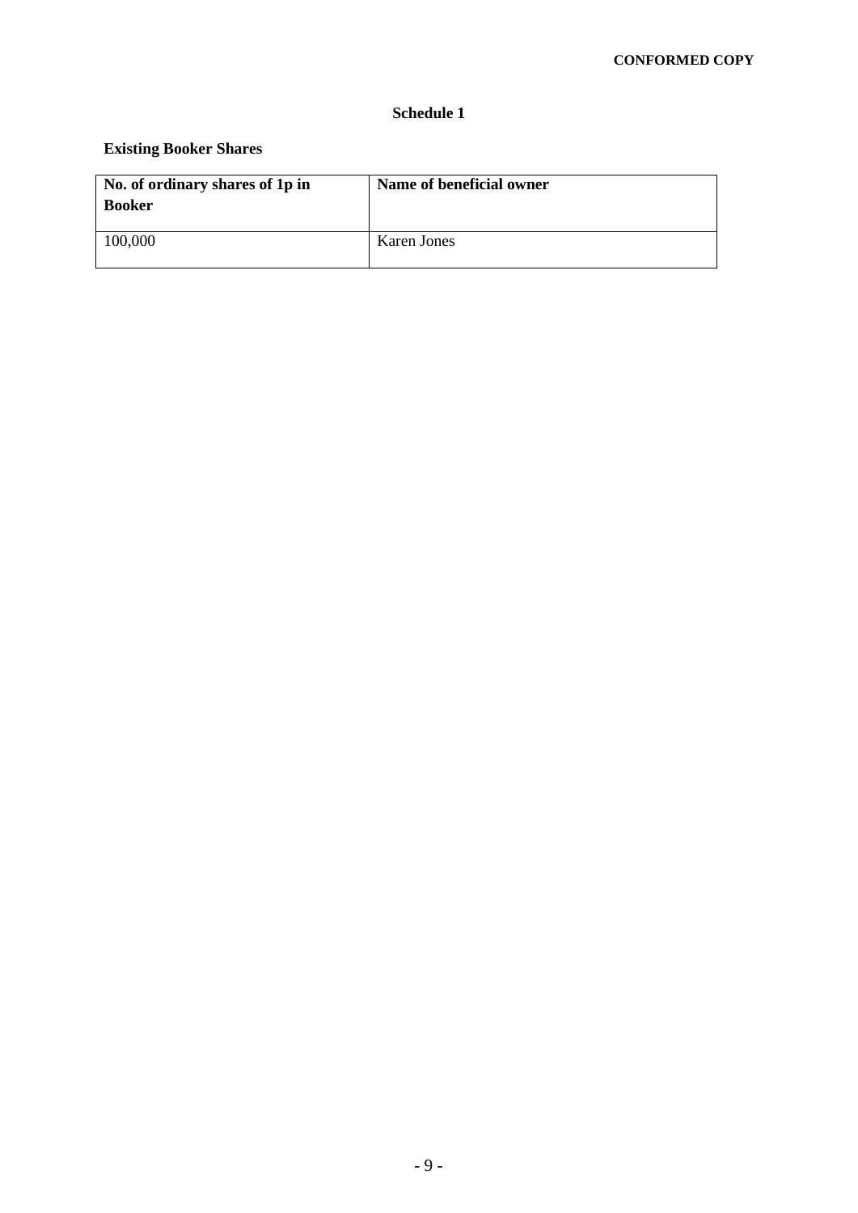# Schedule 1

**Existing Booker Shares**

| No. of ordinary shares of 1p in Booker | Name of beneficial owner |
| --- | --- |
| 100,000 | Karen Jones |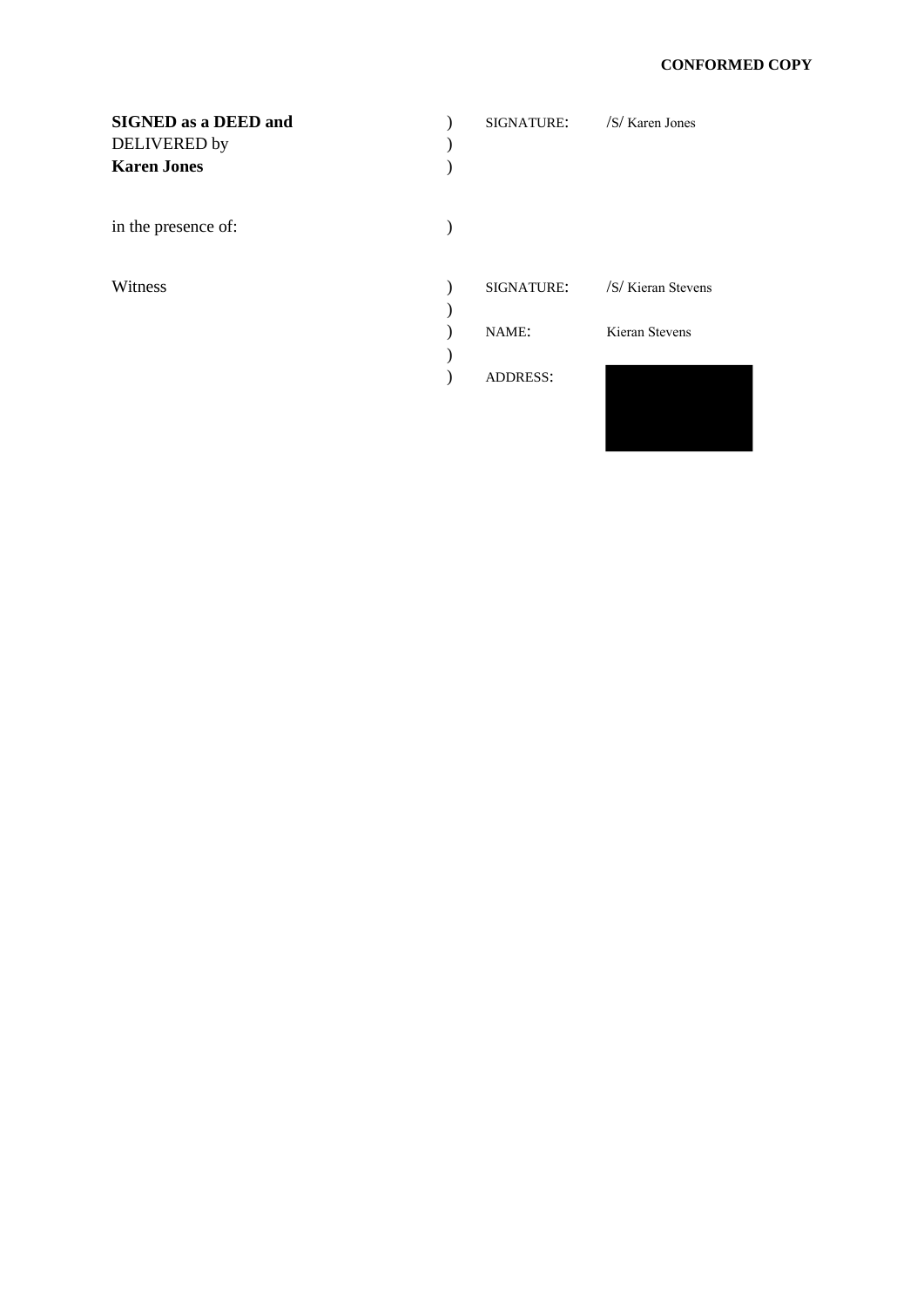**CONFORMED COPY**

| | | | |
|---|---|---|---|
| **SIGNED as a DEED and** DELIVERED by **Karen Jones** | ) ) ) | SIGNATURE: | /S/ Karen Jones |
| in the presence of: | ) | | |
| Witness | ) ) | SIGNATURE: | /S/ Kieran Stevens |
| | ) ) | NAME: | Kieran Stevens |
| | ) | ADDRESS: | |